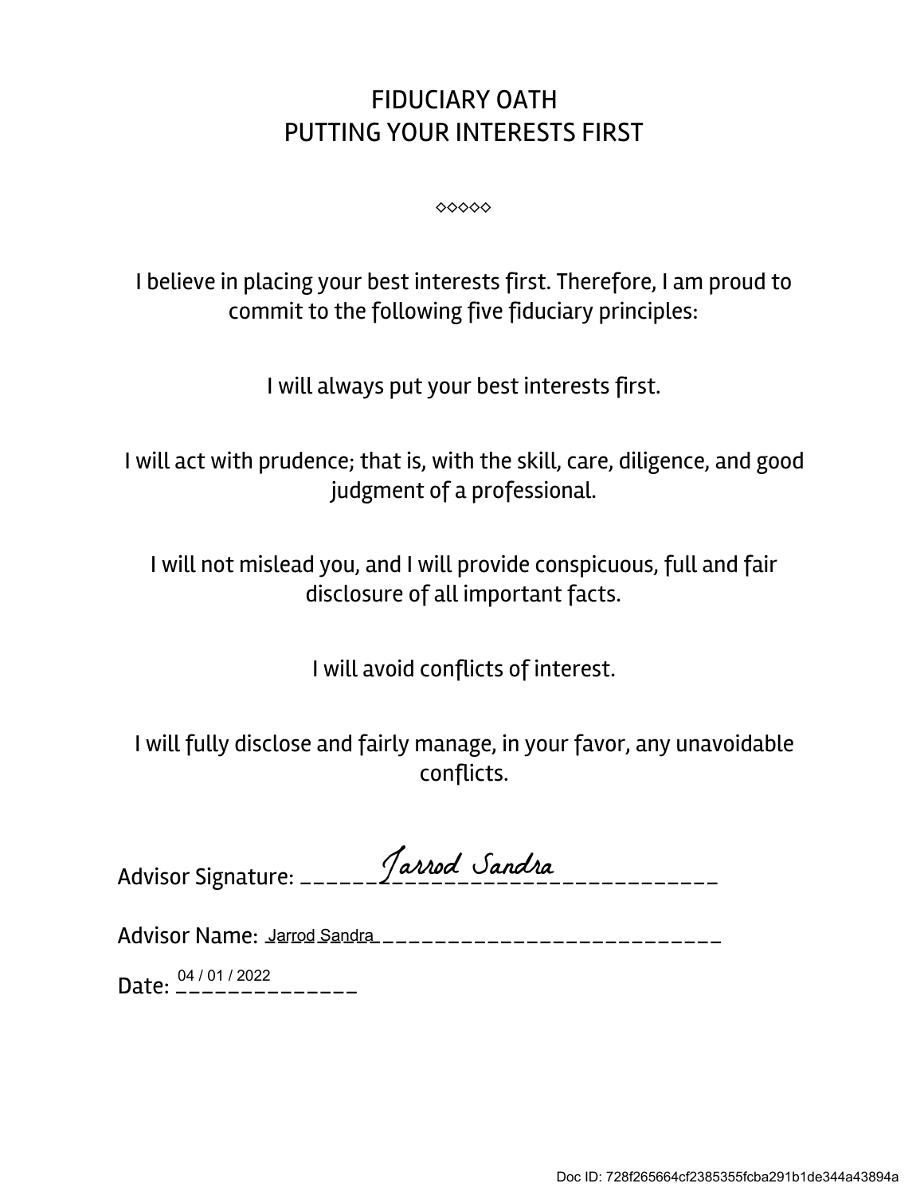# FIDUCIARY OATH
## PUTTING YOUR INTERESTS FIRST

◇◇◇◇◇

I believe in placing your best interests first. Therefore, I am proud to commit to the following five fiduciary principles:

I will always put your best interests first.

I will act with prudence; that is, with the skill, care, diligence, and good judgment of a professional.

I will not mislead you, and I will provide conspicuous, full and fair disclosure of all important facts.

I will avoid conflicts of interest.

I will fully disclose and fairly manage, in your favor, any unavoidable conflicts.

Advisor Signature: Jarrod Sandra

Advisor Name: Jarrod Sandra

Date: 04 / 01 / 2022

Doc ID: 728f265664cf2385355fcba291b1de344a43894a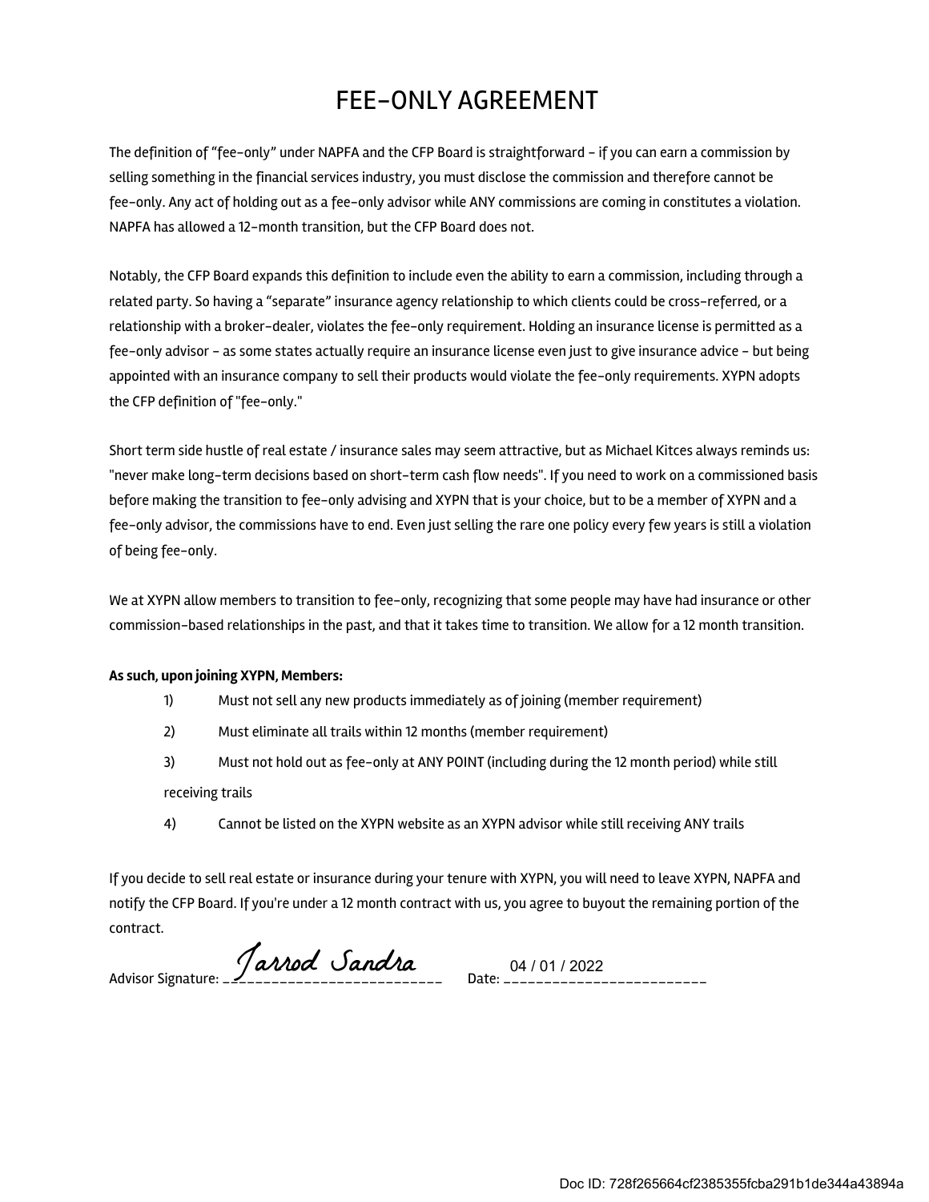# FEE-ONLY AGREEMENT

The definition of "fee-only" under NAPFA and the CFP Board is straightforward - if you can earn a commission by selling something in the financial services industry, you must disclose the commission and therefore cannot be fee-only. Any act of holding out as a fee-only advisor while ANY commissions are coming in constitutes a violation. NAPFA has allowed a 12-month transition, but the CFP Board does not.

Notably, the CFP Board expands this definition to include even the ability to earn a commission, including through a related party. So having a "separate" insurance agency relationship to which clients could be cross-referred, or a relationship with a broker-dealer, violates the fee-only requirement. Holding an insurance license is permitted as a fee-only advisor - as some states actually require an insurance license even just to give insurance advice - but being appointed with an insurance company to sell their products would violate the fee-only requirements. XYPN adopts the CFP definition of "fee-only."

Short term side hustle of real estate / insurance sales may seem attractive, but as Michael Kitces always reminds us: "never make long-term decisions based on short-term cash flow needs". If you need to work on a commissioned basis before making the transition to fee-only advising and XYPN that is your choice, but to be a member of XYPN and a fee-only advisor, the commissions have to end. Even just selling the rare one policy every few years is still a violation of being fee-only.

We at XYPN allow members to transition to fee-only, recognizing that some people may have had insurance or other commission-based relationships in the past, and that it takes time to transition. We allow for a 12 month transition.

**As such, upon joining XYPN, Members:**

1) Must not sell any new products immediately as of joining (member requirement)
2) Must eliminate all trails within 12 months (member requirement)
3) Must not hold out as fee-only at ANY POINT (including during the 12 month period) while still receiving trails
4) Cannot be listed on the XYPN website as an XYPN advisor while still receiving ANY trails

If you decide to sell real estate or insurance during your tenure with XYPN, you will need to leave XYPN, NAPFA and notify the CFP Board. If you're under a 12 month contract with us, you agree to buyout the remaining portion of the contract.

Advisor Signature: Jarrod Sandra Date: 04 / 01 / 2022

Doc ID: 728f265664cf2385355fcba291b1de344a43894a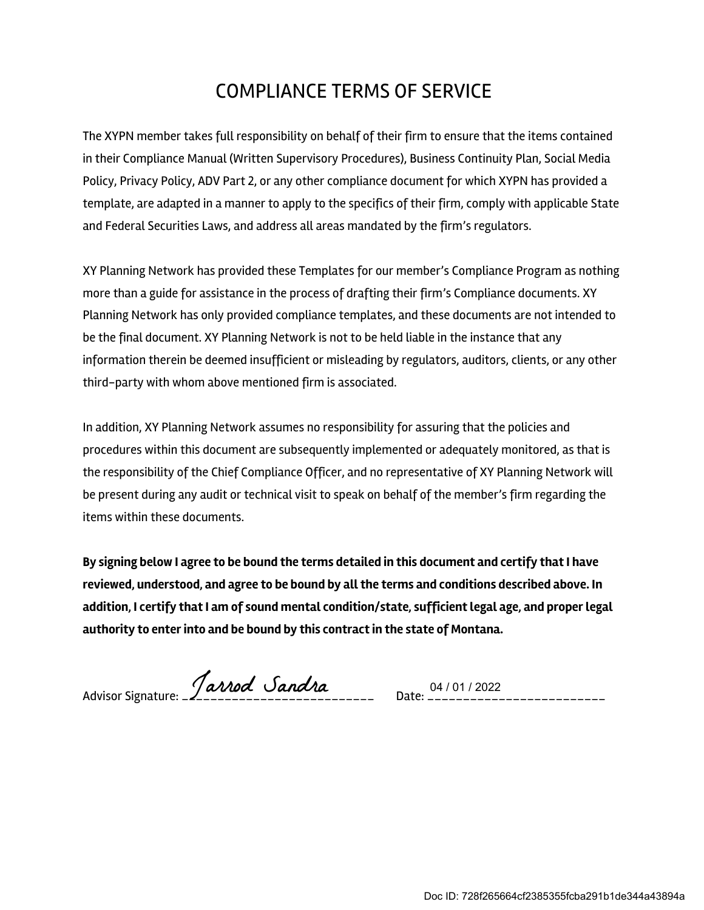# COMPLIANCE TERMS OF SERVICE

The XYPN member takes full responsibility on behalf of their firm to ensure that the items contained in their Compliance Manual (Written Supervisory Procedures), Business Continuity Plan, Social Media Policy, Privacy Policy, ADV Part 2, or any other compliance document for which XYPN has provided a template, are adapted in a manner to apply to the specifics of their firm, comply with applicable State and Federal Securities Laws, and address all areas mandated by the firm's regulators.

XY Planning Network has provided these Templates for our member's Compliance Program as nothing more than a guide for assistance in the process of drafting their firm's Compliance documents. XY Planning Network has only provided compliance templates, and these documents are not intended to be the final document. XY Planning Network is not to be held liable in the instance that any information therein be deemed insufficient or misleading by regulators, auditors, clients, or any other third-party with whom above mentioned firm is associated.

In addition, XY Planning Network assumes no responsibility for assuring that the policies and procedures within this document are subsequently implemented or adequately monitored, as that is the responsibility of the Chief Compliance Officer, and no representative of XY Planning Network will be present during any audit or technical visit to speak on behalf of the member's firm regarding the items within these documents.

**By signing below I agree to be bound the terms detailed in this document and certify that I have reviewed, understood, and agree to be bound by all the terms and conditions described above. In addition, I certify that I am of sound mental condition/state, sufficient legal age, and proper legal authority to enter into and be bound by this contract in the state of Montana.**

Advisor Signature: Jarrod Sandra ____________________________ Date: 04 / 01 / 2022 __________________________

Doc ID: 728f265664cf2385355fcba291b1de344a43894a